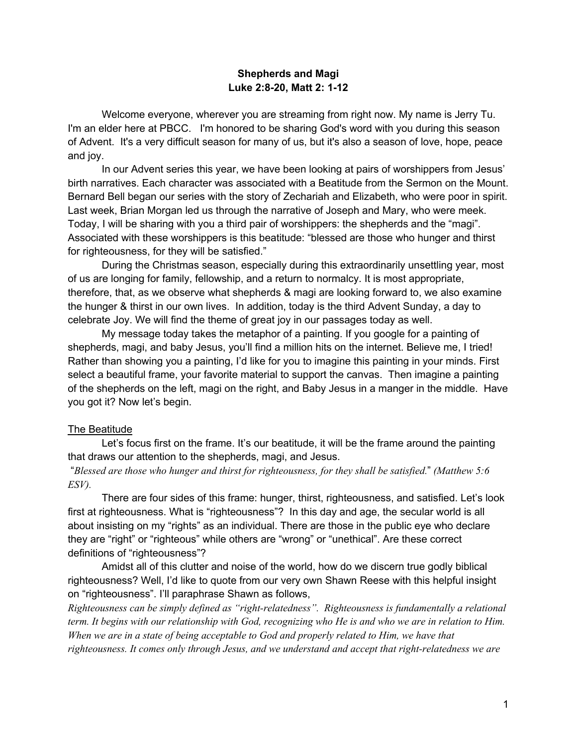**Shepherds and Magi**
**Luke 2:8-20, Matt 2: 1-12**

Welcome everyone, wherever you are streaming from right now. My name is Jerry Tu. I'm an elder here at PBCC. I'm honored to be sharing God's word with you during this season of Advent. It's a very difficult season for many of us, but it's also a season of love, hope, peace and joy.

In our Advent series this year, we have been looking at pairs of worshippers from Jesus' birth narratives. Each character was associated with a Beatitude from the Sermon on the Mount. Bernard Bell began our series with the story of Zechariah and Elizabeth, who were poor in spirit. Last week, Brian Morgan led us through the narrative of Joseph and Mary, who were meek. Today, I will be sharing with you a third pair of worshippers: the shepherds and the "magi". Associated with these worshippers is this beatitude: "blessed are those who hunger and thirst for righteousness, for they will be satisfied."

During the Christmas season, especially during this extraordinarily unsettling year, most of us are longing for family, fellowship, and a return to normalcy. It is most appropriate, therefore, that, as we observe what shepherds & magi are looking forward to, we also examine the hunger & thirst in our own lives. In addition, today is the third Advent Sunday, a day to celebrate Joy. We will find the theme of great joy in our passages today as well.

My message today takes the metaphor of a painting. If you google for a painting of shepherds, magi, and baby Jesus, you'll find a million hits on the internet. Believe me, I tried! Rather than showing you a painting, I'd like for you to imagine this painting in your minds. First select a beautiful frame, your favorite material to support the canvas. Then imagine a painting of the shepherds on the left, magi on the right, and Baby Jesus in a manger in the middle. Have you got it? Now let's begin.

## The Beatitude

Let's focus first on the frame. It's our beatitude, it will be the frame around the painting that draws our attention to the shepherds, magi, and Jesus.

"*Blessed are those who hunger and thirst for righteousness, for they shall be satisfied.*" *(Matthew 5:6 ESV).*

There are four sides of this frame: hunger, thirst, righteousness, and satisfied. Let's look first at righteousness. What is "righteousness"? In this day and age, the secular world is all about insisting on my "rights" as an individual. There are those in the public eye who declare they are "right" or "righteous" while others are "wrong" or "unethical". Are these correct definitions of "righteousness"?

Amidst all of this clutter and noise of the world, how do we discern true godly biblical righteousness? Well, I'd like to quote from our very own Shawn Reese with this helpful insight on "righteousness". I'll paraphrase Shawn as follows,

*Righteousness can be simply defined as "right-relatedness". Righteousness is fundamentally a relational term. It begins with our relationship with God, recognizing who He is and who we are in relation to Him. When we are in a state of being acceptable to God and properly related to Him, we have that righteousness. It comes only through Jesus, and we understand and accept that right-relatedness we are*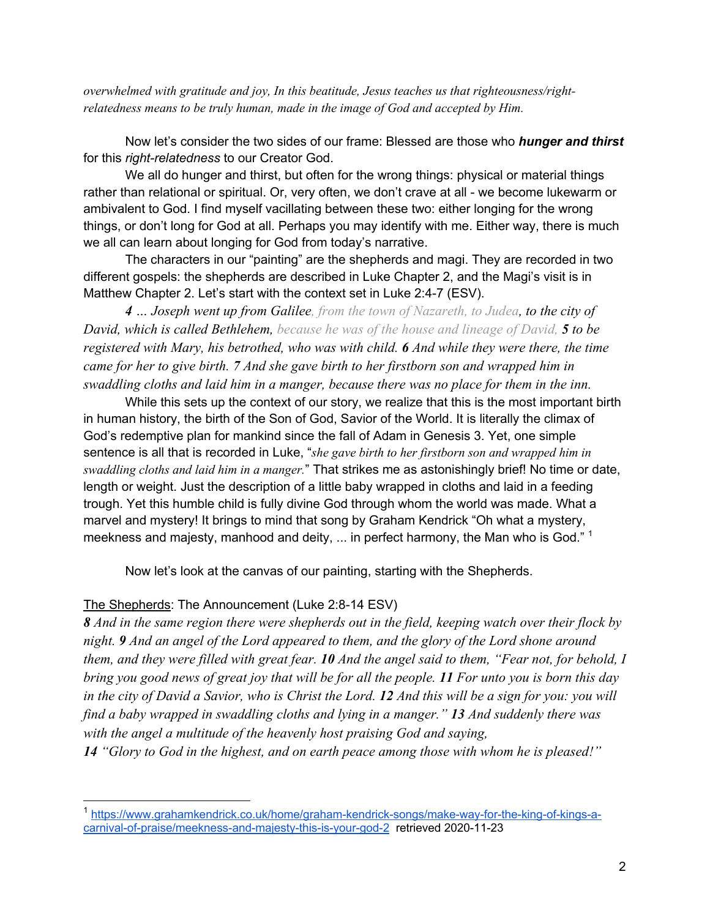*overwhelmed with gratitude and joy, In this beatitude, Jesus teaches us that righteousness/right-relatedness means to be truly human, made in the image of God and accepted by Him.*

Now let's consider the two sides of our frame: Blessed are those who ***hunger and thirst*** for this *right-relatedness* to our Creator God.

We all do hunger and thirst, but often for the wrong things: physical or material things rather than relational or spiritual. Or, very often, we don't crave at all - we become lukewarm or ambivalent to God. I find myself vacillating between these two: either longing for the wrong things, or don't long for God at all. Perhaps you may identify with me. Either way, there is much we all can learn about longing for God from today's narrative.

The characters in our "painting" are the shepherds and magi. They are recorded in two different gospels: the shepherds are described in Luke Chapter 2, and the Magi's visit is in Matthew Chapter 2. Let's start with the context set in Luke 2:4-7 (ESV).

> ***4*** *... Joseph went up from Galilee, from the town of Nazareth, to Judea, to the city of David, which is called Bethlehem, because he was of the house and lineage of David,* ***5*** *to be registered with Mary, his betrothed, who was with child.* ***6*** *And while they were there, the time came for her to give birth.* ***7*** *And she gave birth to her firstborn son and wrapped him in swaddling cloths and laid him in a manger, because there was no place for them in the inn.*

While this sets up the context of our story, we realize that this is the most important birth in human history, the birth of the Son of God, Savior of the World. It is literally the climax of God's redemptive plan for mankind since the fall of Adam in Genesis 3. Yet, one simple sentence is all that is recorded in Luke, "*she gave birth to her firstborn son and wrapped him in swaddling cloths and laid him in a manger.*" That strikes me as astonishingly brief! No time or date, length or weight. Just the description of a little baby wrapped in cloths and laid in a feeding trough. Yet this humble child is fully divine God through whom the world was made. What a marvel and mystery! It brings to mind that song by Graham Kendrick "Oh what a mystery, meekness and majesty, manhood and deity, ... in perfect harmony, the Man who is God." [1]

Now let's look at the canvas of our painting, starting with the Shepherds.

<u>The Shepherds</u>: The Announcement (Luke 2:8-14 ESV)

***8*** *And in the same region there were shepherds out in the field, keeping watch over their flock by night.* ***9*** *And an angel of the Lord appeared to them, and the glory of the Lord shone around them, and they were filled with great fear.* ***10*** *And the angel said to them, "Fear not, for behold, I bring you good news of great joy that will be for all the people.* ***11*** *For unto you is born this day in the city of David a Savior, who is Christ the Lord.* ***12*** *And this will be a sign for you: you will find a baby wrapped in swaddling cloths and lying in a manger."* ***13*** *And suddenly there was with the angel a multitude of the heavenly host praising God and saying,*
***14*** *"Glory to God in the highest, and on earth peace among those with whom he is pleased!"*

---

[1] https://www.grahamkendrick.co.uk/home/graham-kendrick-songs/make-way-for-the-king-of-kings-a-carnival-of-praise/meekness-and-majesty-this-is-your-god-2 retrieved 2020-11-23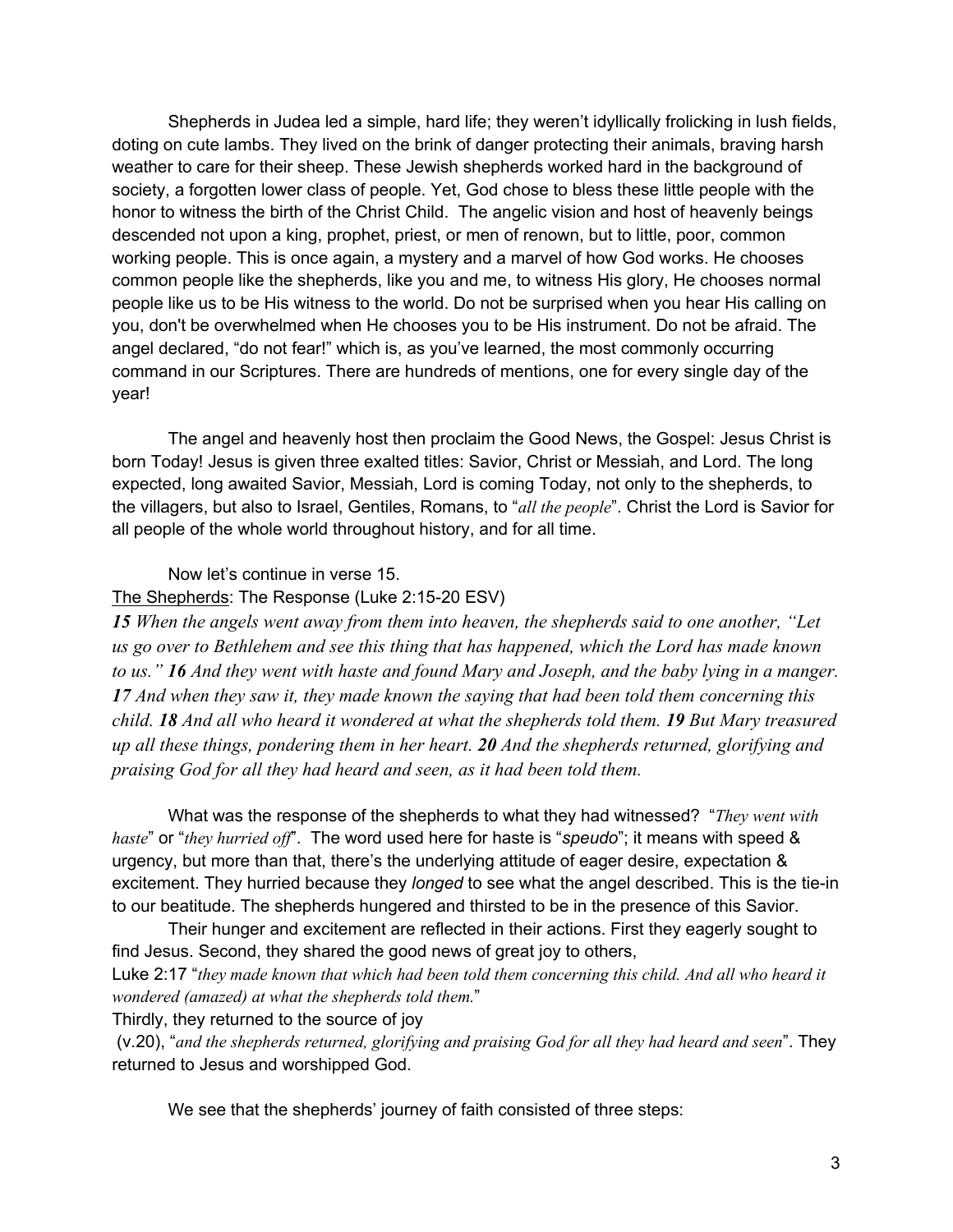Shepherds in Judea led a simple, hard life; they weren't idyllically frolicking in lush fields, doting on cute lambs. They lived on the brink of danger protecting their animals, braving harsh weather to care for their sheep. These Jewish shepherds worked hard in the background of society, a forgotten lower class of people. Yet, God chose to bless these little people with the honor to witness the birth of the Christ Child. The angelic vision and host of heavenly beings descended not upon a king, prophet, priest, or men of renown, but to little, poor, common working people. This is once again, a mystery and a marvel of how God works. He chooses common people like the shepherds, like you and me, to witness His glory, He chooses normal people like us to be His witness to the world. Do not be surprised when you hear His calling on you, don't be overwhelmed when He chooses you to be His instrument. Do not be afraid. The angel declared, "do not fear!" which is, as you've learned, the most commonly occurring command in our Scriptures. There are hundreds of mentions, one for every single day of the year!

The angel and heavenly host then proclaim the Good News, the Gospel: Jesus Christ is born Today! Jesus is given three exalted titles: Savior, Christ or Messiah, and Lord. The long expected, long awaited Savior, Messiah, Lord is coming Today, not only to the shepherds, to the villagers, but also to Israel, Gentiles, Romans, to "*all the people*". Christ the Lord is Savior for all people of the whole world throughout history, and for all time.

Now let's continue in verse 15.

<u>The Shepherds</u>: The Response (Luke 2:15-20 ESV)

***15*** *When the angels went away from them into heaven, the shepherds said to one another, "Let us go over to Bethlehem and see this thing that has happened, which the Lord has made known to us."* ***16*** *And they went with haste and found Mary and Joseph, and the baby lying in a manger.* ***17*** *And when they saw it, they made known the saying that had been told them concerning this child.* ***18*** *And all who heard it wondered at what the shepherds told them.* ***19*** *But Mary treasured up all these things, pondering them in her heart.* ***20*** *And the shepherds returned, glorifying and praising God for all they had heard and seen, as it had been told them.*

What was the response of the shepherds to what they had witnessed? "*They went with haste*" or "*they hurried off*". The word used here for haste is "*speudo*"; it means with speed & urgency, but more than that, there's the underlying attitude of eager desire, expectation & excitement. They hurried because they *longed* to see what the angel described. This is the tie-in to our beatitude. The shepherds hungered and thirsted to be in the presence of this Savior.

Their hunger and excitement are reflected in their actions. First they eagerly sought to find Jesus. Second, they shared the good news of great joy to others,

Luke 2:17 "*they made known that which had been told them concerning this child. And all who heard it wondered (amazed) at what the shepherds told them.*"

Thirdly, they returned to the source of joy

(v.20), "*and the shepherds returned, glorifying and praising God for all they had heard and seen*". They returned to Jesus and worshipped God.

We see that the shepherds' journey of faith consisted of three steps: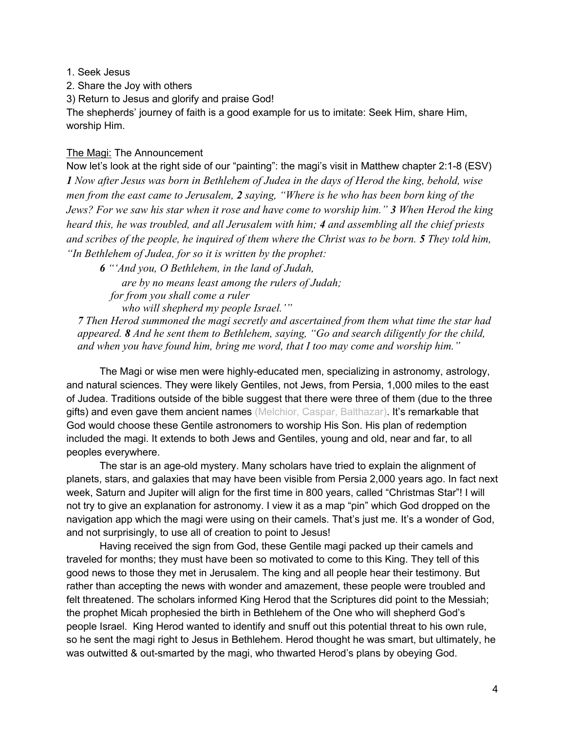1. Seek Jesus
2. Share the Joy with others
3) Return to Jesus and glorify and praise God!

The shepherds' journey of faith is a good example for us to imitate: Seek Him, share Him, worship Him.

The Magi: The Announcement

Now let's look at the right side of our "painting": the magi's visit in Matthew chapter 2:1-8 (ESV)

***1*** *Now after Jesus was born in Bethlehem of Judea in the days of Herod the king, behold, wise men from the east came to Jerusalem,* ***2*** *saying, "Where is he who has been born king of the Jews? For we saw his star when it rose and have come to worship him."* ***3*** *When Herod the king heard this, he was troubled, and all Jerusalem with him;* ***4*** *and assembling all the chief priests and scribes of the people, he inquired of them where the Christ was to be born.* ***5*** *They told him, "In Bethlehem of Judea, for so it is written by the prophet:*

> ***6*** *"'And you, O Bethlehem, in the land of Judah,*
> *are by no means least among the rulers of Judah;*
> *for from you shall come a ruler*
> *who will shepherd my people Israel.'"*

> ***7*** *Then Herod summoned the magi secretly and ascertained from them what time the star had appeared.* ***8*** *And he sent them to Bethlehem, saying, "Go and search diligently for the child, and when you have found him, bring me word, that I too may come and worship him."*

The Magi or wise men were highly-educated men, specializing in astronomy, astrology, and natural sciences. They were likely Gentiles, not Jews, from Persia, 1,000 miles to the east of Judea. Traditions outside of the bible suggest that there were three of them (due to the three gifts) and even gave them ancient names (Melchior, Caspar, Balthazar). It's remarkable that God would choose these Gentile astronomers to worship His Son. His plan of redemption included the magi. It extends to both Jews and Gentiles, young and old, near and far, to all peoples everywhere.

The star is an age-old mystery. Many scholars have tried to explain the alignment of planets, stars, and galaxies that may have been visible from Persia 2,000 years ago. In fact next week, Saturn and Jupiter will align for the first time in 800 years, called "Christmas Star"! I will not try to give an explanation for astronomy. I view it as a map "pin" which God dropped on the navigation app which the magi were using on their camels. That's just me. It's a wonder of God, and not surprisingly, to use all of creation to point to Jesus!

Having received the sign from God, these Gentile magi packed up their camels and traveled for months; they must have been so motivated to come to this King. They tell of this good news to those they met in Jerusalem. The king and all people hear their testimony. But rather than accepting the news with wonder and amazement, these people were troubled and felt threatened. The scholars informed King Herod that the Scriptures did point to the Messiah; the prophet Micah prophesied the birth in Bethlehem of the One who will shepherd God's people Israel. King Herod wanted to identify and snuff out this potential threat to his own rule, so he sent the magi right to Jesus in Bethlehem. Herod thought he was smart, but ultimately, he was outwitted & out-smarted by the magi, who thwarted Herod's plans by obeying God.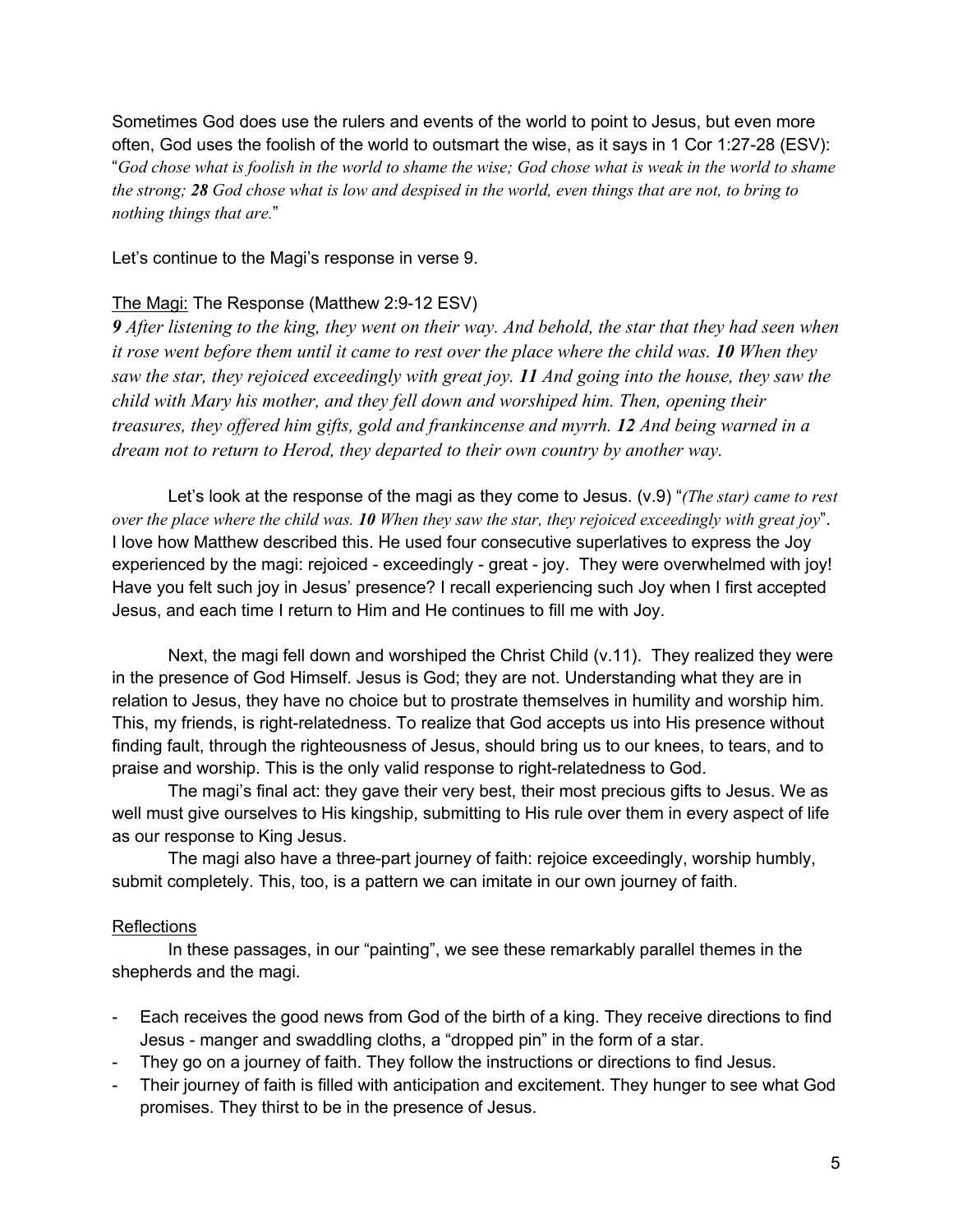Sometimes God does use the rulers and events of the world to point to Jesus, but even more often, God uses the foolish of the world to outsmart the wise, as it says in 1 Cor 1:27-28 (ESV): "*God chose what is foolish in the world to shame the wise; God chose what is weak in the world to shame the strong; **28** God chose what is low and despised in the world, even things that are not, to bring to nothing things that are.*"

Let's continue to the Magi's response in verse 9.

<u>The Magi:</u> The Response (Matthew 2:9-12 ESV)

***9*** *After listening to the king, they went on their way. And behold, the star that they had seen when it rose went before them until it came to rest over the place where the child was.* ***10*** *When they saw the star, they rejoiced exceedingly with great joy.* ***11*** *And going into the house, they saw the child with Mary his mother, and they fell down and worshiped him. Then, opening their treasures, they offered him gifts, gold and frankincense and myrrh.* ***12*** *And being warned in a dream not to return to Herod, they departed to their own country by another way.*

Let's look at the response of the magi as they come to Jesus. (v.9) "*(The star) came to rest over the place where the child was.* ***10*** *When they saw the star, they rejoiced exceedingly with great joy*". I love how Matthew described this. He used four consecutive superlatives to express the Joy experienced by the magi: rejoiced - exceedingly - great - joy. They were overwhelmed with joy! Have you felt such joy in Jesus' presence? I recall experiencing such Joy when I first accepted Jesus, and each time I return to Him and He continues to fill me with Joy.

Next, the magi fell down and worshiped the Christ Child (v.11). They realized they were in the presence of God Himself. Jesus is God; they are not. Understanding what they are in relation to Jesus, they have no choice but to prostrate themselves in humility and worship him. This, my friends, is right-relatedness. To realize that God accepts us into His presence without finding fault, through the righteousness of Jesus, should bring us to our knees, to tears, and to praise and worship. This is the only valid response to right-relatedness to God.

The magi's final act: they gave their very best, their most precious gifts to Jesus. We as well must give ourselves to His kingship, submitting to His rule over them in every aspect of life as our response to King Jesus.

The magi also have a three-part journey of faith: rejoice exceedingly, worship humbly, submit completely. This, too, is a pattern we can imitate in our own journey of faith.

<u>Reflections</u>

In these passages, in our "painting", we see these remarkably parallel themes in the shepherds and the magi.

- Each receives the good news from God of the birth of a king. They receive directions to find Jesus - manger and swaddling cloths, a "dropped pin" in the form of a star.
- They go on a journey of faith. They follow the instructions or directions to find Jesus.
- Their journey of faith is filled with anticipation and excitement. They hunger to see what God promises. They thirst to be in the presence of Jesus.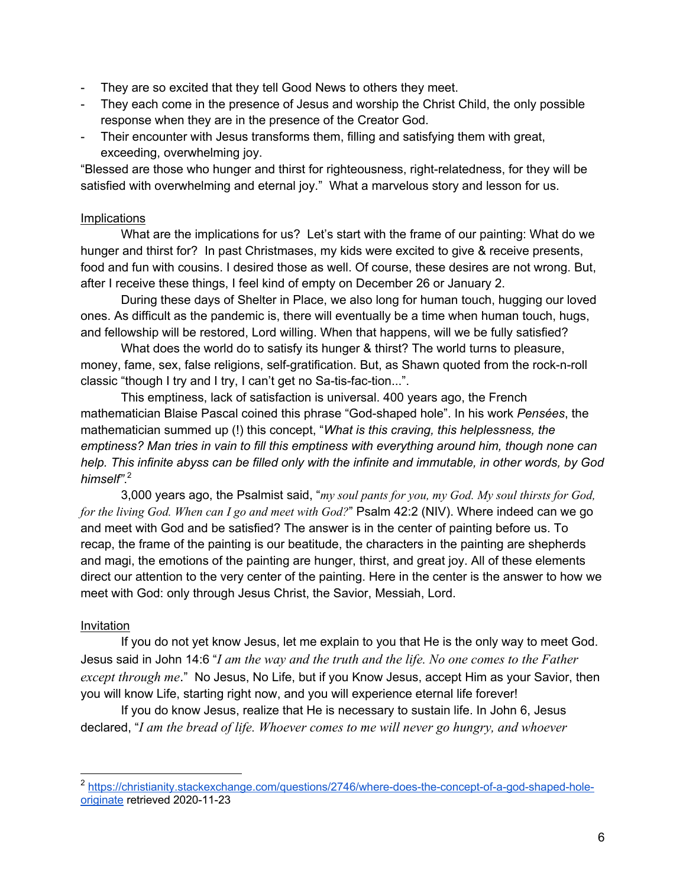- They are so excited that they tell Good News to others they meet.
- They each come in the presence of Jesus and worship the Christ Child, the only possible response when they are in the presence of the Creator God.
- Their encounter with Jesus transforms them, filling and satisfying them with great, exceeding, overwhelming joy.

"Blessed are those who hunger and thirst for righteousness, right-relatedness, for they will be satisfied with overwhelming and eternal joy." What a marvelous story and lesson for us.

Implications

What are the implications for us? Let's start with the frame of our painting: What do we hunger and thirst for? In past Christmases, my kids were excited to give & receive presents, food and fun with cousins. I desired those as well. Of course, these desires are not wrong. But, after I receive these things, I feel kind of empty on December 26 or January 2.

During these days of Shelter in Place, we also long for human touch, hugging our loved ones. As difficult as the pandemic is, there will eventually be a time when human touch, hugs, and fellowship will be restored, Lord willing. When that happens, will we be fully satisfied?

What does the world do to satisfy its hunger & thirst? The world turns to pleasure, money, fame, sex, false religions, self-gratification. But, as Shawn quoted from the rock-n-roll classic "though I try and I try, I can't get no Sa-tis-fac-tion...".

This emptiness, lack of satisfaction is universal. 400 years ago, the French mathematician Blaise Pascal coined this phrase "God-shaped hole". In his work *Pensées*, the mathematician summed up (!) this concept, "*What is this craving, this helplessness, the emptiness? Man tries in vain to fill this emptiness with everything around him, though none can help. This infinite abyss can be filled only with the infinite and immutable, in other words, by God himself*".[2]

3,000 years ago, the Psalmist said, "*my soul pants for you, my God. My soul thirsts for God, for the living God. When can I go and meet with God?*" Psalm 42:2 (NIV). Where indeed can we go and meet with God and be satisfied? The answer is in the center of painting before us. To recap, the frame of the painting is our beatitude, the characters in the painting are shepherds and magi, the emotions of the painting are hunger, thirst, and great joy. All of these elements direct our attention to the very center of the painting. Here in the center is the answer to how we meet with God: only through Jesus Christ, the Savior, Messiah, Lord.

Invitation

If you do not yet know Jesus, let me explain to you that He is the only way to meet God. Jesus said in John 14:6 "*I am the way and the truth and the life. No one comes to the Father except through me*." No Jesus, No Life, but if you Know Jesus, accept Him as your Savior, then you will know Life, starting right now, and you will experience eternal life forever!

If you do know Jesus, realize that He is necessary to sustain life. In John 6, Jesus declared, "*I am the bread of life. Whoever comes to me will never go hungry, and whoever*

---

[2] https://christianity.stackexchange.com/questions/2746/where-does-the-concept-of-a-god-shaped-hole-originate retrieved 2020-11-23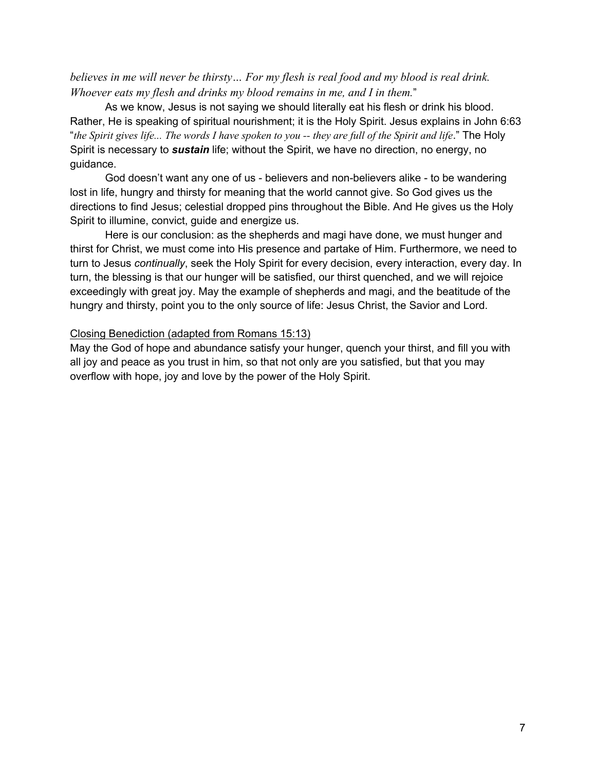*believes in me will never be thirsty… For my flesh is real food and my blood is real drink. Whoever eats my flesh and drinks my blood remains in me, and I in them.*"

As we know, Jesus is not saying we should literally eat his flesh or drink his blood. Rather, He is speaking of spiritual nourishment; it is the Holy Spirit. Jesus explains in John 6:63 "*the Spirit gives life... The words I have spoken to you -- they are full of the Spirit and life*." The Holy Spirit is necessary to ***sustain*** life; without the Spirit, we have no direction, no energy, no guidance.

God doesn't want any one of us - believers and non-believers alike - to be wandering lost in life, hungry and thirsty for meaning that the world cannot give. So God gives us the directions to find Jesus; celestial dropped pins throughout the Bible. And He gives us the Holy Spirit to illumine, convict, guide and energize us.

Here is our conclusion: as the shepherds and magi have done, we must hunger and thirst for Christ, we must come into His presence and partake of Him. Furthermore, we need to turn to Jesus *continually*, seek the Holy Spirit for every decision, every interaction, every day. In turn, the blessing is that our hunger will be satisfied, our thirst quenched, and we will rejoice exceedingly with great joy. May the example of shepherds and magi, and the beatitude of the hungry and thirsty, point you to the only source of life: Jesus Christ, the Savior and Lord.

<u>Closing Benediction (adapted from Romans 15:13)</u>

May the God of hope and abundance satisfy your hunger, quench your thirst, and fill you with all joy and peace as you trust in him, so that not only are you satisfied, but that you may overflow with hope, joy and love by the power of the Holy Spirit.